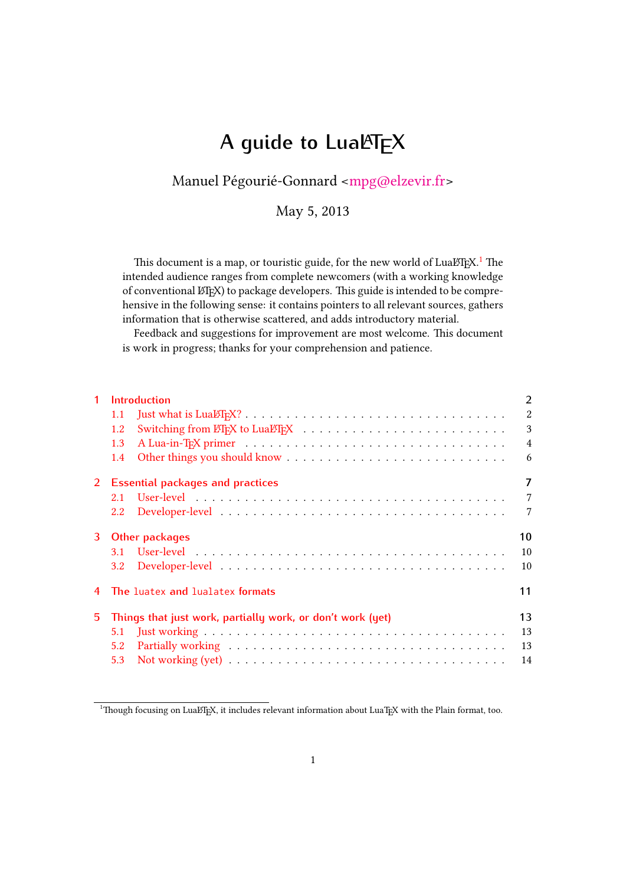# A guide to LuaLaTeX

Manuel Pégourié-Gonnard <mpg@elzevir.fr>

May 5, 2013

This document is a map, or touristic guide, for the new world of LuaLaTeX.[1] The intended audience ranges from complete newcomers (with a working knowledge of conventional LaTeX) to package developers. This guide is intended to be comprehensive in the following sense: it contains pointers to all relevant sources, gathers information that is otherwise scattered, and adds introductory material.

Feedback and suggestions for improvement are most welcome. This document is work in progress; thanks for your comprehension and patience.

1 Introduction ... 2
- 1.1 Just what is LuaLaTeX? ... 2
- 1.2 Switching from LaTeX to LuaLaTeX ... 3
- 1.3 A Lua-in-TeX primer ... 4
- 1.4 Other things you should know ... 6

2 Essential packages and practices ... 7
- 2.1 User-level ... 7
- 2.2 Developer-level ... 7

3 Other packages ... 10
- 3.1 User-level ... 10
- 3.2 Developer-level ... 10

4 The `luatex` and `lualatex` formats ... 11

5 Things that just work, partially work, or don't work (yet) ... 13
- 5.1 Just working ... 13
- 5.2 Partially working ... 13
- 5.3 Not working (yet) ... 14

[1] Though focusing on LuaLaTeX, it includes relevant information about LuaTeX with the Plain format, too.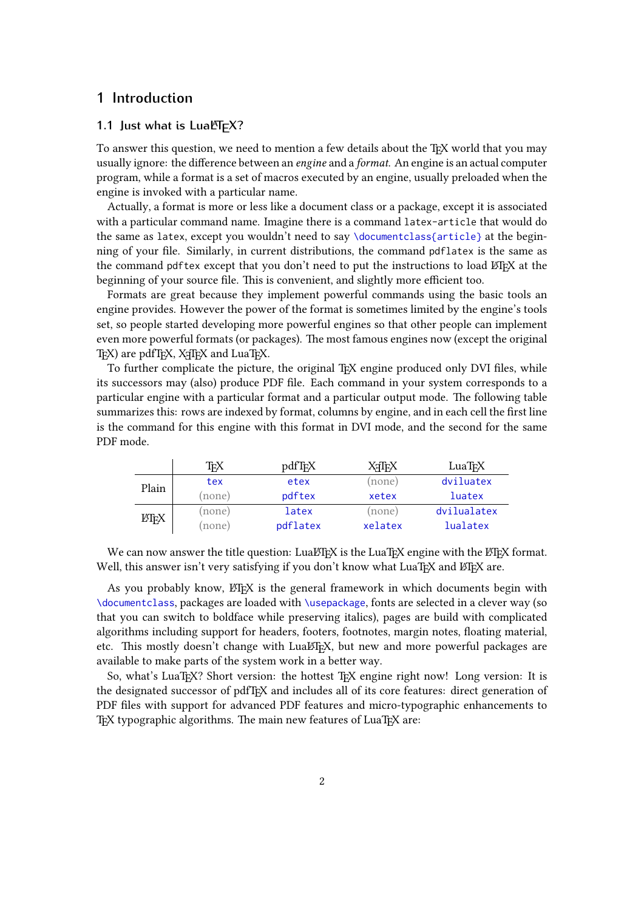# 1 Introduction

## 1.1 Just what is LuaLaTeX?

To answer this question, we need to mention a few details about the TeX world that you may usually ignore: the difference between an *engine* and a *format*. An engine is an actual computer program, while a format is a set of macros executed by an engine, usually preloaded when the engine is invoked with a particular name.

Actually, a format is more or less like a document class or a package, except it is associated with a particular command name. Imagine there is a command `latex-article` that would do the same as `latex`, except you wouldn't need to say `\documentclass{article}` at the beginning of your file. Similarly, in current distributions, the command `pdflatex` is the same as the command `pdftex` except that you don't need to put the instructions to load LaTeX at the beginning of your source file. This is convenient, and slightly more efficient too.

Formats are great because they implement powerful commands using the basic tools an engine provides. However the power of the format is sometimes limited by the engine's tools set, so people started developing more powerful engines so that other people can implement even more powerful formats (or packages). The most famous engines now (except the original TeX) are pdfTeX, XeTeX and LuaTeX.

To further complicate the picture, the original TeX engine produced only DVI files, while its successors may (also) produce PDF file. Each command in your system corresponds to a particular engine with a particular format and a particular output mode. The following table summarizes this: rows are indexed by format, columns by engine, and in each cell the first line is the command for this engine with this format in DVI mode, and the second for the same PDF mode.

| | TeX | pdfTeX | XeTeX | LuaTeX |
|---|---|---|---|---|
| Plain | `tex` | `etex` | (none) | `dviluatex` |
| | (none) | `pdftex` | `xetex` | `luatex` |
| LaTeX | (none) | `latex` | (none) | `dvilualatex` |
| | (none) | `pdflatex` | `xelatex` | `lualatex` |

We can now answer the title question: LuaLaTeX is the LuaTeX engine with the LaTeX format. Well, this answer isn't very satisfying if you don't know what LuaTeX and LaTeX are.

As you probably know, LaTeX is the general framework in which documents begin with `\documentclass`, packages are loaded with `\usepackage`, fonts are selected in a clever way (so that you can switch to boldface while preserving italics), pages are build with complicated algorithms including support for headers, footers, footnotes, margin notes, floating material, etc. This mostly doesn't change with LuaLaTeX, but new and more powerful packages are available to make parts of the system work in a better way.

So, what's LuaTeX? Short version: the hottest TeX engine right now! Long version: It is the designated successor of pdfTeX and includes all of its core features: direct generation of PDF files with support for advanced PDF features and micro-typographic enhancements to TeX typographic algorithms. The main new features of LuaTeX are: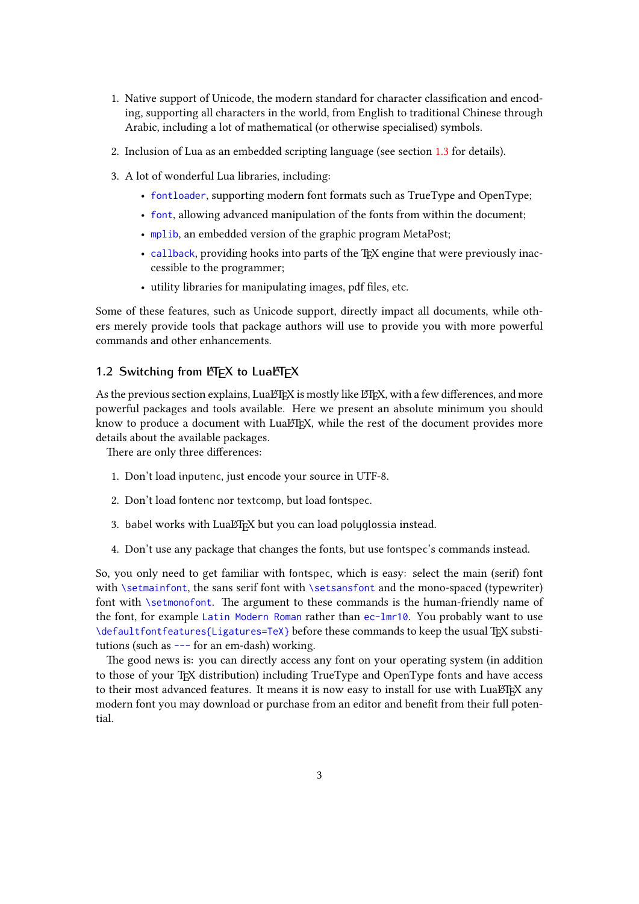1. Native support of Unicode, the modern standard for character classification and encoding, supporting all characters in the world, from English to traditional Chinese through Arabic, including a lot of mathematical (or otherwise specialised) symbols.

2. Inclusion of Lua as an embedded scripting language (see section 1.3 for details).

3. A lot of wonderful Lua libraries, including:

   - `fontloader`, supporting modern font formats such as TrueType and OpenType;
   - `font`, allowing advanced manipulation of the fonts from within the document;
   - `mplib`, an embedded version of the graphic program MetaPost;
   - `callback`, providing hooks into parts of the TeX engine that were previously inaccessible to the programmer;
   - utility libraries for manipulating images, pdf files, etc.

Some of these features, such as Unicode support, directly impact all documents, while others merely provide tools that package authors will use to provide you with more powerful commands and other enhancements.

### 1.2 Switching from LaTeX to LuaLaTeX

As the previous section explains, LuaLaTeX is mostly like LaTeX, with a few differences, and more powerful packages and tools available. Here we present an absolute minimum you should know to produce a document with LuaLaTeX, while the rest of the document provides more details about the available packages.

There are only three differences:

1. Don't load inputenc, just encode your source in UTF-8.

2. Don't load fontenc nor textcomp, but load fontspec.

3. babel works with LuaLaTeX but you can load polyglossia instead.

4. Don't use any package that changes the fonts, but use fontspec's commands instead.

So, you only need to get familiar with fontspec, which is easy: select the main (serif) font with `\setmainfont`, the sans serif font with `\setsansfont` and the mono-spaced (typewriter) font with `\setmonofont`. The argument to these commands is the human-friendly name of the font, for example `Latin Modern Roman` rather than `ec-lmr10`. You probably want to use `\defaultfontfeatures{Ligatures=TeX}` before these commands to keep the usual TeX substitutions (such as `---` for an em-dash) working.

The good news is: you can directly access any font on your operating system (in addition to those of your TeX distribution) including TrueType and OpenType fonts and have access to their most advanced features. It means it is now easy to install for use with LuaLaTeX any modern font you may download or purchase from an editor and benefit from their full potential.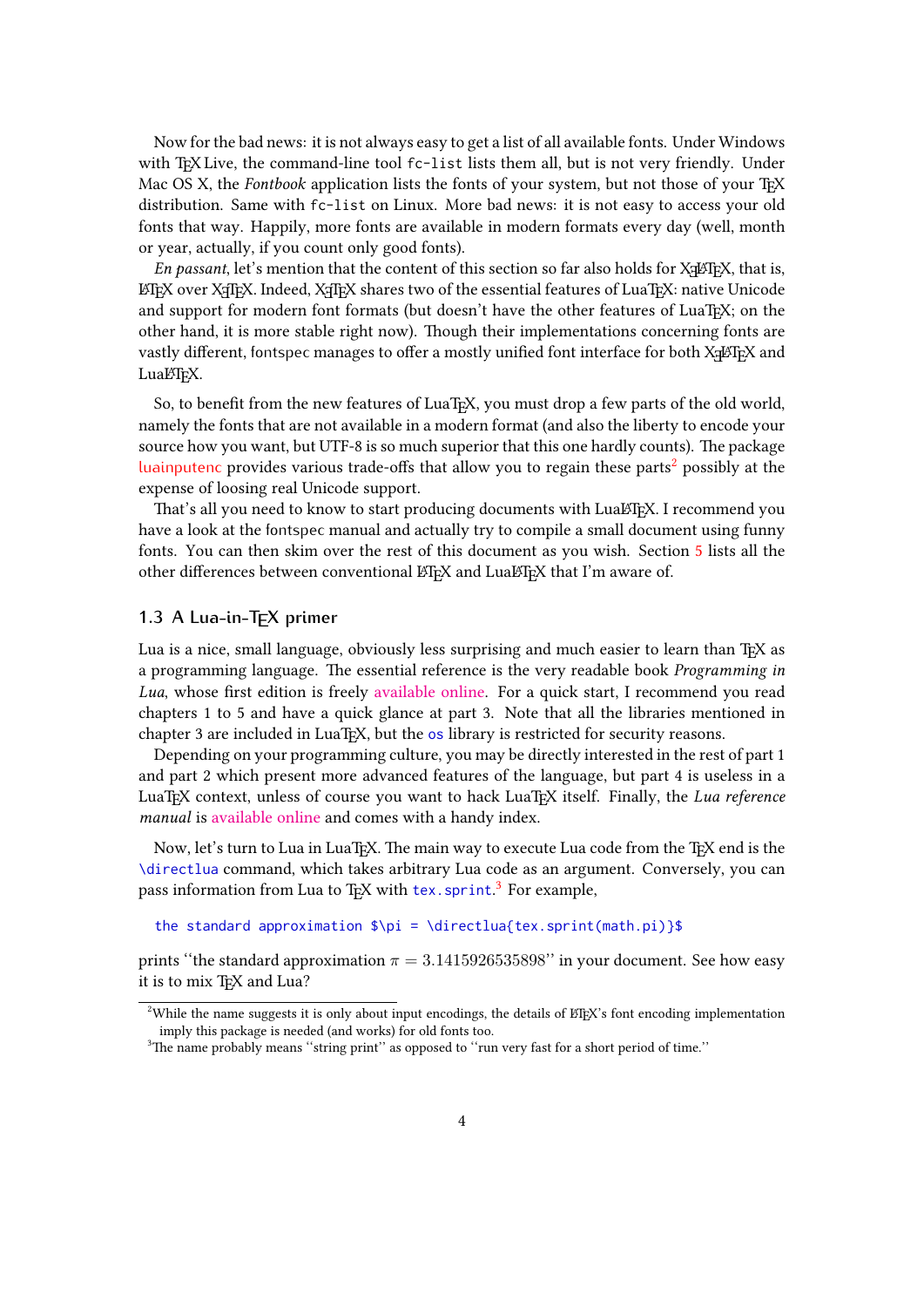Now for the bad news: it is not always easy to get a list of all available fonts. Under Windows with TEX Live, the command-line tool `fc-list` lists them all, but is not very friendly. Under Mac OS X, the *Fontbook* application lists the fonts of your system, but not those of your TEX distribution. Same with `fc-list` on Linux. More bad news: it is not easy to access your old fonts that way. Happily, more fonts are available in modern formats every day (well, month or year, actually, if you count only good fonts).

*En passant*, let's mention that the content of this section so far also holds for XeLaTeX, that is, LaTeX over XeTeX. Indeed, XeTeX shares two of the essential features of LuaTeX: native Unicode and support for modern font formats (but doesn't have the other features of LuaTeX; on the other hand, it is more stable right now). Though their implementations concerning fonts are vastly different, fontspec manages to offer a mostly unified font interface for both XeLaTeX and LuaLaTeX.

So, to benefit from the new features of LuaTeX, you must drop a few parts of the old world, namely the fonts that are not available in a modern format (and also the liberty to encode your source how you want, but UTF-8 is so much superior that this one hardly counts). The package luainputenc provides various trade-offs that allow you to regain these parts[2] possibly at the expense of loosing real Unicode support.

That's all you need to know to start producing documents with LuaLaTeX. I recommend you have a look at the fontspec manual and actually try to compile a small document using funny fonts. You can then skim over the rest of this document as you wish. Section 5 lists all the other differences between conventional LaTeX and LuaLaTeX that I'm aware of.

### 1.3 A Lua-in-TEX primer

Lua is a nice, small language, obviously less surprising and much easier to learn than TEX as a programming language. The essential reference is the very readable book *Programming in Lua*, whose first edition is freely available online. For a quick start, I recommend you read chapters 1 to 5 and have a quick glance at part 3. Note that all the libraries mentioned in chapter 3 are included in LuaTEX, but the `os` library is restricted for security reasons.

Depending on your programming culture, you may be directly interested in the rest of part 1 and part 2 which present more advanced features of the language, but part 4 is useless in a LuaTEX context, unless of course you want to hack LuaTEX itself. Finally, the *Lua reference manual* is available online and comes with a handy index.

Now, let's turn to Lua in LuaTEX. The main way to execute Lua code from the TEX end is the `\directlua` command, which takes arbitrary Lua code as an argument. Conversely, you can pass information from Lua to TEX with `tex.sprint`.[3] For example,

```
the standard approximation $\pi = \directlua{tex.sprint(math.pi)}$
```

prints "the standard approximation $\pi = 3.1415926535898$" in your document. See how easy it is to mix TEX and Lua?

---

[2] While the name suggests it is only about input encodings, the details of LaTeX's font encoding implementation imply this package is needed (and works) for old fonts too.

[3] The name probably means "string print" as opposed to "run very fast for a short period of time."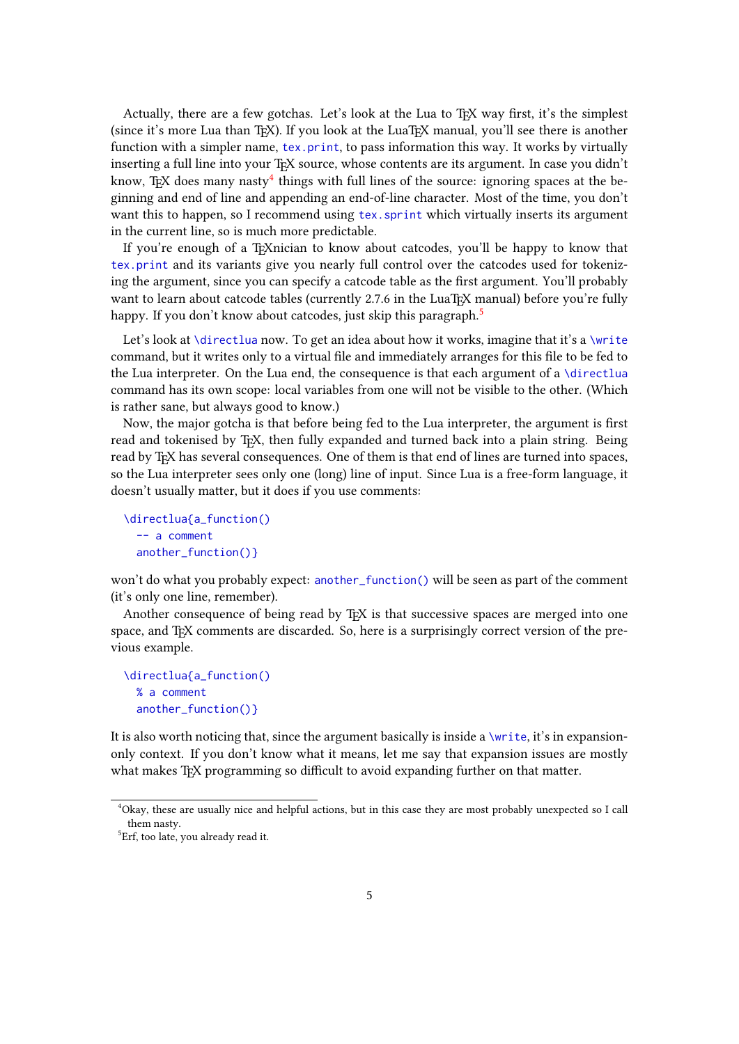Actually, there are a few gotchas. Let's look at the Lua to TeX way first, it's the simplest (since it's more Lua than TeX). If you look at the LuaTeX manual, you'll see there is another function with a simpler name, `tex.print`, to pass information this way. It works by virtually inserting a full line into your TeX source, whose contents are its argument. In case you didn't know, TeX does many nasty[4] things with full lines of the source: ignoring spaces at the beginning and end of line and appending an end-of-line character. Most of the time, you don't want this to happen, so I recommend using `tex.sprint` which virtually inserts its argument in the current line, so is much more predictable.

If you're enough of a TeXnician to know about catcodes, you'll be happy to know that `tex.print` and its variants give you nearly full control over the catcodes used for tokenizing the argument, since you can specify a catcode table as the first argument. You'll probably want to learn about catcode tables (currently 2.7.6 in the LuaTeX manual) before you're fully happy. If you don't know about catcodes, just skip this paragraph.[5]

Let's look at `\directlua` now. To get an idea about how it works, imagine that it's a `\write` command, but it writes only to a virtual file and immediately arranges for this file to be fed to the Lua interpreter. On the Lua end, the consequence is that each argument of a `\directlua` command has its own scope: local variables from one will not be visible to the other. (Which is rather sane, but always good to know.)

Now, the major gotcha is that before being fed to the Lua interpreter, the argument is first read and tokenised by TeX, then fully expanded and turned back into a plain string. Being read by TeX has several consequences. One of them is that end of lines are turned into spaces, so the Lua interpreter sees only one (long) line of input. Since Lua is a free-form language, it doesn't usually matter, but it does if you use comments:

```
\directlua{a_function()
  -- a comment
  another_function()}
```

won't do what you probably expect: `another_function()` will be seen as part of the comment (it's only one line, remember).

Another consequence of being read by TeX is that successive spaces are merged into one space, and TeX comments are discarded. So, here is a surprisingly correct version of the previous example.

```
\directlua{a_function()
  % a comment
  another_function()}
```

It is also worth noticing that, since the argument basically is inside a `\write`, it's in expansion-only context. If you don't know what it means, let me say that expansion issues are mostly what makes TeX programming so difficult to avoid expanding further on that matter.

---

[4] Okay, these are usually nice and helpful actions, but in this case they are most probably unexpected so I call them nasty.

[5] Erf, too late, you already read it.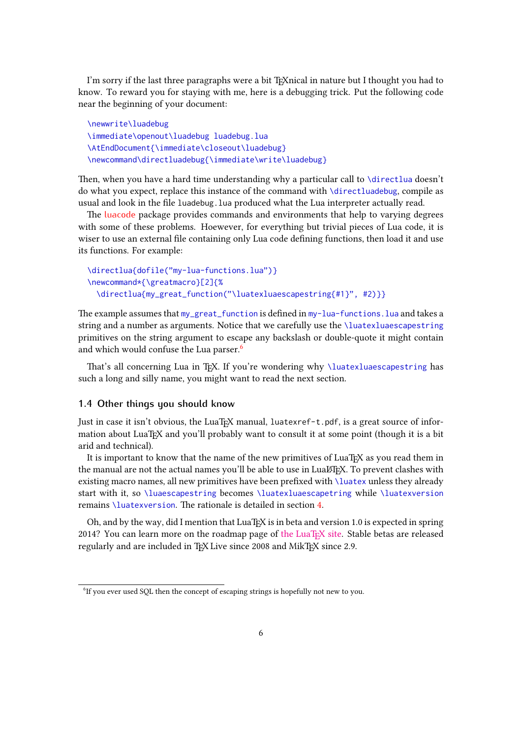I'm sorry if the last three paragraphs were a bit TeXnical in nature but I thought you had to know. To reward you for staying with me, here is a debugging trick. Put the following code near the beginning of your document:

```
\newwrite\luadebug
\immediate\openout\luadebug luadebug.lua
\AtEndDocument{\immediate\closeout\luadebug}
\newcommand\directluadebug{\immediate\write\luadebug}
```

Then, when you have a hard time understanding why a particular call to `\directlua` doesn't do what you expect, replace this instance of the command with `\directluadebug`, compile as usual and look in the file `luadebug.lua` produced what the Lua interpreter actually read.

The luacode package provides commands and environments that help to varying degrees with some of these problems. Hoewever, for everything but trivial pieces of Lua code, it is wiser to use an external file containing only Lua code defining functions, then load it and use its functions. For example:

```
\directlua{dofile("my-lua-functions.lua")}
\newcommand*{\greatmacro}[2]{%
  \directlua{my_great_function("\luatexluaescapestring{#1}", #2)}}
```

The example assumes that `my_great_function` is defined in `my-lua-functions.lua` and takes a string and a number as arguments. Notice that we carefully use the `\luatexluaescapestring` primitives on the string argument to escape any backslash or double-quote it might contain and which would confuse the Lua parser.[6]

That's all concerning Lua in TeX. If you're wondering why `\luatexluaescapestring` has such a long and silly name, you might want to read the next section.

### 1.4 Other things you should know

Just in case it isn't obvious, the LuaTeX manual, `luatexref-t.pdf`, is a great source of information about LuaTeX and you'll probably want to consult it at some point (though it is a bit arid and technical).

It is important to know that the name of the new primitives of LuaTeX as you read them in the manual are not the actual names you'll be able to use in LuaLaTeX. To prevent clashes with existing macro names, all new primitives have been prefixed with `\luatex` unless they already start with it, so `\luaescapestring` becomes `\luatexluaescapetring` while `\luatexversion` remains `\luatexversion`. The rationale is detailed in section 4.

Oh, and by the way, did I mention that LuaTeX is in beta and version 1.0 is expected in spring 2014? You can learn more on the roadmap page of the LuaTeX site. Stable betas are released regularly and are included in TeX Live since 2008 and MikTeX since 2.9.

---

[6] If you ever used SQL then the concept of escaping strings is hopefully not new to you.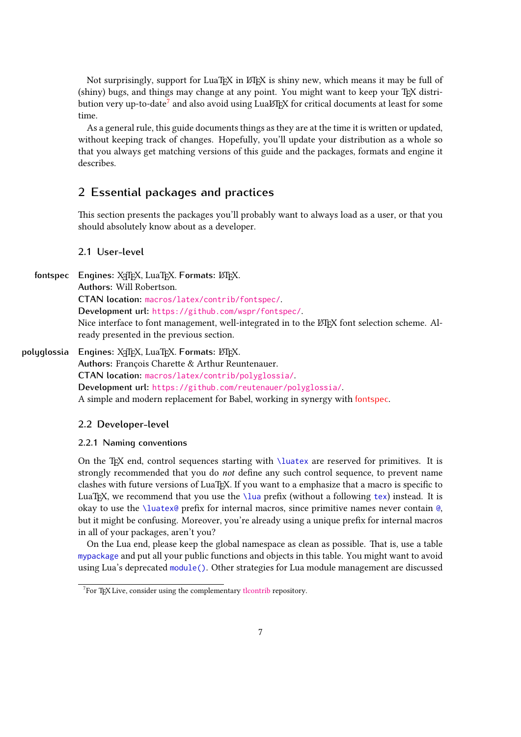Not surprisingly, support for LuaTeX in LaTeX is shiny new, which means it may be full of (shiny) bugs, and things may change at any point. You might want to keep your TeX distribution very up-to-date[7] and also avoid using LuaLaTeX for critical documents at least for some time.

As a general rule, this guide documents things as they are at the time it is written or updated, without keeping track of changes. Hopefully, you'll update your distribution as a whole so that you always get matching versions of this guide and the packages, formats and engine it describes.

## 2 Essential packages and practices

This section presents the packages you'll probably want to always load as a user, or that you should absolutely know about as a developer.

### 2.1 User-level

**fontspec**
**Engines:** XeTeX, LuaTeX. **Formats:** LaTeX.
**Authors:** Will Robertson.
**CTAN location:** `macros/latex/contrib/fontspec/`.
**Development url:** `https://github.com/wspr/fontspec/`.
Nice interface to font management, well-integrated in to the LaTeX font selection scheme. Already presented in the previous section.

**polyglossia**
**Engines:** XeTeX, LuaTeX. **Formats:** LaTeX.
**Authors:** François Charette & Arthur Reuntenauer.
**CTAN location:** `macros/latex/contrib/polyglossia/`.
**Development url:** `https://github.com/reutenauer/polyglossia/`.
A simple and modern replacement for Babel, working in synergy with fontspec.

### 2.2 Developer-level

#### 2.2.1 Naming conventions

On the TeX end, control sequences starting with `\luatex` are reserved for primitives. It is strongly recommended that you do *not* define any such control sequence, to prevent name clashes with future versions of LuaTeX. If you want to a emphasize that a macro is specific to LuaTeX, we recommend that you use the `\lua` prefix (without a following `tex`) instead. It is okay to use the `\luatex@` prefix for internal macros, since primitive names never contain `@`, but it might be confusing. Moreover, you're already using a unique prefix for internal macros in all of your packages, aren't you?

On the Lua end, please keep the global namespace as clean as possible. That is, use a table `mypackage` and put all your public functions and objects in this table. You might want to avoid using Lua's deprecated `module()`. Other strategies for Lua module management are discussed

[7] For TeX Live, consider using the complementary tlcontrib repository.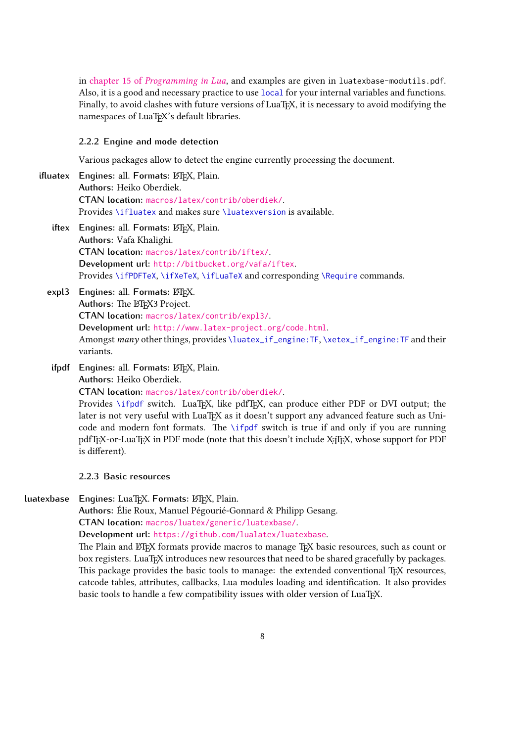in chapter 15 of *Programming in Lua*, and examples are given in `luatexbase-modutils.pdf`. Also, it is a good and necessary practice to use `local` for your internal variables and functions. Finally, to avoid clashes with future versions of LuaTeX, it is necessary to avoid modifying the namespaces of LuaTeX's default libraries.

### 2.2.2 Engine and mode detection

Various packages allow to detect the engine currently processing the document.

**ifluatex** **Engines:** all. **Formats:** LaTeX, Plain.
**Authors:** Heiko Oberdiek.
**CTAN location:** `macros/latex/contrib/oberdiek/`.
Provides `\ifluatex` and makes sure `\luatexversion` is available.

**iftex** **Engines:** all. **Formats:** LaTeX, Plain.
**Authors:** Vafa Khalighi.
**CTAN location:** `macros/latex/contrib/iftex/`.
**Development url:** `http://bitbucket.org/vafa/iftex`.
Provides `\ifPDFTeX`, `\ifXeTeX`, `\ifLuaTeX` and corresponding `\Require` commands.

**expl3** **Engines:** all. **Formats:** LaTeX.
**Authors:** The LaTeX3 Project.
**CTAN location:** `macros/latex/contrib/expl3/`.
**Development url:** `http://www.latex-project.org/code.html`.
Amongst *many* other things, provides `\luatex_if_engine:TF`, `\xetex_if_engine:TF` and their variants.

**ifpdf** **Engines:** all. **Formats:** LaTeX, Plain.
**Authors:** Heiko Oberdiek.
**CTAN location:** `macros/latex/contrib/oberdiek/`.
Provides `\ifpdf` switch. LuaTeX, like pdfTeX, can produce either PDF or DVI output; the later is not very useful with LuaTeX as it doesn't support any advanced feature such as Unicode and modern font formats. The `\ifpdf` switch is true if and only if you are running pdfTeX-or-LuaTeX in PDF mode (note that this doesn't include XeTeX, whose support for PDF is different).

### 2.2.3 Basic resources

**luatexbase** **Engines:** LuaTeX. **Formats:** LaTeX, Plain.
**Authors:** Élie Roux, Manuel Pégourié-Gonnard & Philipp Gesang.
**CTAN location:** `macros/luatex/generic/luatexbase/`.
**Development url:** `https://github.com/lualatex/luatexbase`.
The Plain and LaTeX formats provide macros to manage TeX basic resources, such as count or box registers. LuaTeX introduces new resources that need to be shared gracefully by packages. This package provides the basic tools to manage: the extended conventional TeX resources, catcode tables, attributes, callbacks, Lua modules loading and identification. It also provides basic tools to handle a few compatibility issues with older version of LuaTeX.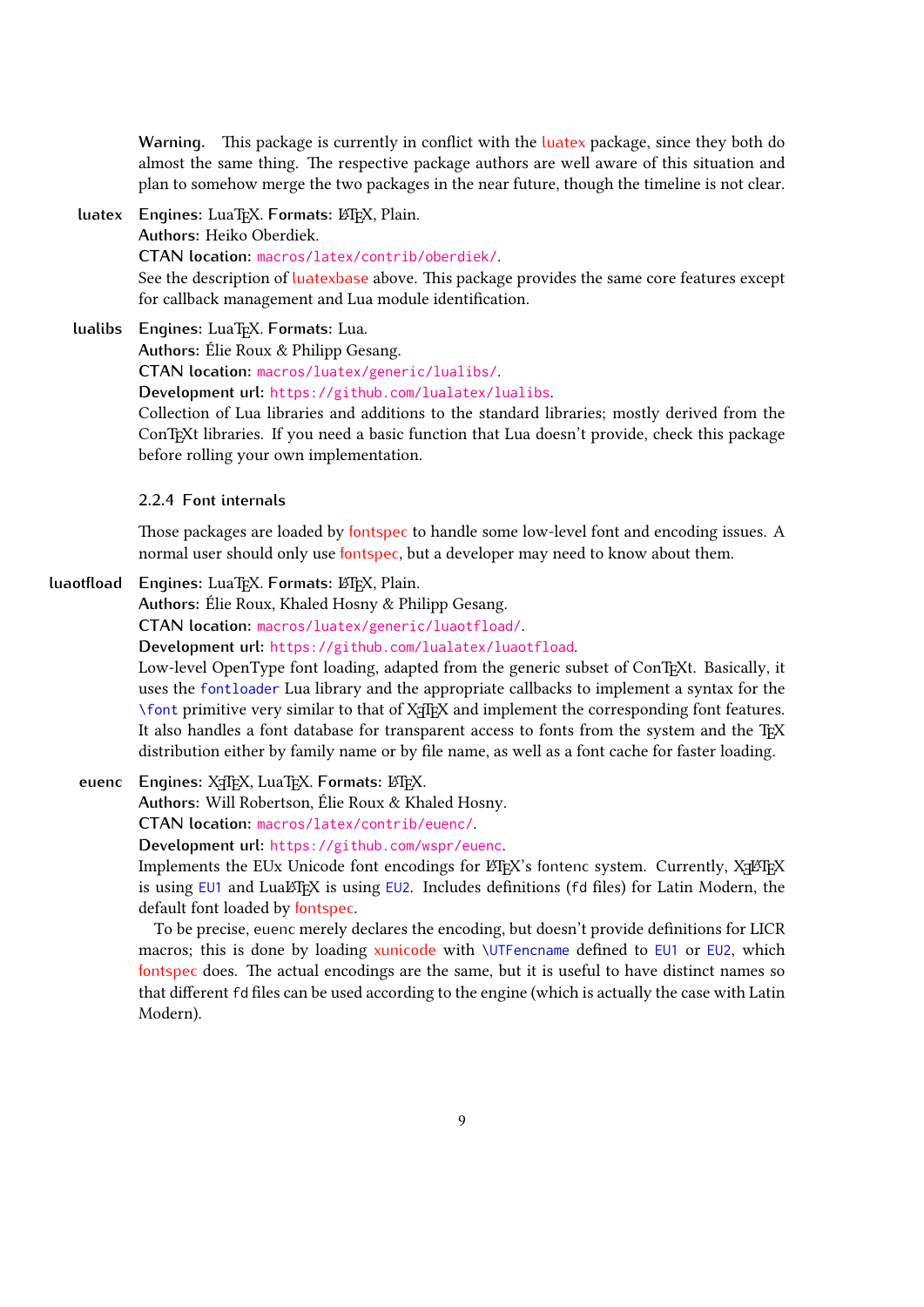**Warning.** This package is currently in conflict with the luatex package, since they both do almost the same thing. The respective package authors are well aware of this situation and plan to somehow merge the two packages in the near future, though the timeline is not clear.

**luatex** **Engines:** LuaTeX. **Formats:** LaTeX, Plain.
**Authors:** Heiko Oberdiek.
**CTAN location:** `macros/latex/contrib/oberdiek/`.
See the description of luatexbase above. This package provides the same core features except for callback management and Lua module identification.

**lualibs** **Engines:** LuaTeX. **Formats:** Lua.
**Authors:** Élie Roux & Philipp Gesang.
**CTAN location:** `macros/luatex/generic/lualibs/`.
**Development url:** `https://github.com/lualatex/lualibs`.
Collection of Lua libraries and additions to the standard libraries; mostly derived from the ConTeXt libraries. If you need a basic function that Lua doesn't provide, check this package before rolling your own implementation.

### 2.2.4 Font internals

Those packages are loaded by fontspec to handle some low-level font and encoding issues. A normal user should only use fontspec, but a developer may need to know about them.

**luaotfload** **Engines:** LuaTeX. **Formats:** LaTeX, Plain.
**Authors:** Élie Roux, Khaled Hosny & Philipp Gesang.
**CTAN location:** `macros/luatex/generic/luaotfload/`.
**Development url:** `https://github.com/lualatex/luaotfload`.
Low-level OpenType font loading, adapted from the generic subset of ConTeXt. Basically, it uses the `fontloader` Lua library and the appropriate callbacks to implement a syntax for the `\font` primitive very similar to that of XeTeX and implement the corresponding font features. It also handles a font database for transparent access to fonts from the system and the TeX distribution either by family name or by file name, as well as a font cache for faster loading.

**euenc** **Engines:** XeTeX, LuaTeX. **Formats:** LaTeX.
**Authors:** Will Robertson, Élie Roux & Khaled Hosny.
**CTAN location:** `macros/latex/contrib/euenc/`.
**Development url:** `https://github.com/wspr/euenc`.
Implements the EUx Unicode font encodings for LaTeX's fontenc system. Currently, XeLaTeX is using `EU1` and LuaLaTeX is using `EU2`. Includes definitions (`fd` files) for Latin Modern, the default font loaded by fontspec.

To be precise, euenc merely declares the encoding, but doesn't provide definitions for LICR macros; this is done by loading xunicode with `\UTFencname` defined to `EU1` or `EU2`, which fontspec does. The actual encodings are the same, but it is useful to have distinct names so that different `fd` files can be used according to the engine (which is actually the case with Latin Modern).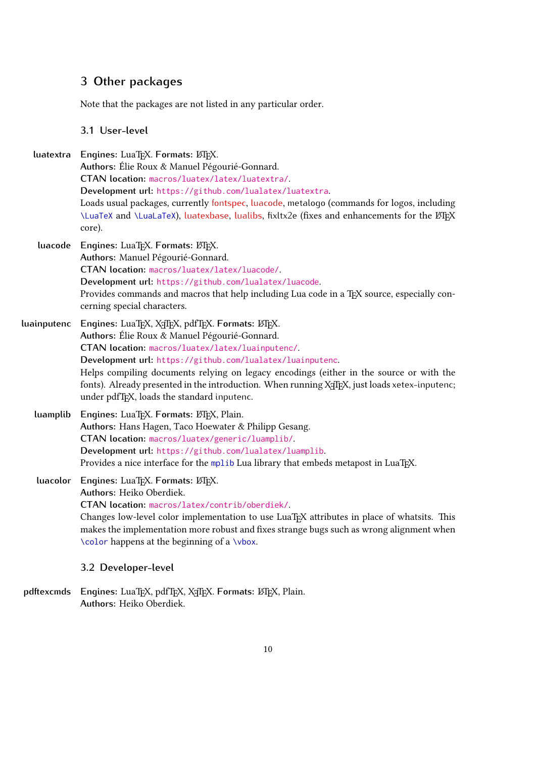## 3 Other packages

Note that the packages are not listed in any particular order.

### 3.1 User-level

**luatextra**

**Engines:** LuaTeX. **Formats:** LaTeX.
**Authors:** Élie Roux & Manuel Pégourié-Gonnard.
**CTAN location:** `macros/luatex/latex/luatextra/`.
**Development url:** `https://github.com/lualatex/luatextra`.
Loads usual packages, currently fontspec, luacode, metalogo (commands for logos, including `\LuaTeX` and `\LuaLaTeX`), luatexbase, lualibs, fixltx2e (fixes and enhancements for the LaTeX core).

**luacode**

**Engines:** LuaTeX. **Formats:** LaTeX.
**Authors:** Manuel Pégourié-Gonnard.
**CTAN location:** `macros/luatex/latex/luacode/`.
**Development url:** `https://github.com/lualatex/luacode`.
Provides commands and macros that help including Lua code in a TeX source, especially concerning special characters.

**luainputenc**

**Engines:** LuaTeX, XeTeX, pdfTeX. **Formats:** LaTeX.
**Authors:** Élie Roux & Manuel Pégourié-Gonnard.
**CTAN location:** `macros/luatex/latex/luainputenc/`.
**Development url:** `https://github.com/lualatex/luainputenc`.
Helps compiling documents relying on legacy encodings (either in the source or with the fonts). Already presented in the introduction. When running XeTeX, just loads xetex-inputenc; under pdfTeX, loads the standard inputenc.

**luamplib**

**Engines:** LuaTeX. **Formats:** LaTeX, Plain.
**Authors:** Hans Hagen, Taco Hoewater & Philipp Gesang.
**CTAN location:** `macros/luatex/generic/luamplib/`.
**Development url:** `https://github.com/lualatex/luamplib`.
Provides a nice interface for the `mplib` Lua library that embeds metapost in LuaTeX.

**luacolor**

**Engines:** LuaTeX. **Formats:** LaTeX.
**Authors:** Heiko Oberdiek.
**CTAN location:** `macros/latex/contrib/oberdiek/`.
Changes low-level color implementation to use LuaTeX attributes in place of whatsits. This makes the implementation more robust and fixes strange bugs such as wrong alignment when `\color` happens at the beginning of a `\vbox`.

### 3.2 Developer-level

**pdftexcmds**

**Engines:** LuaTeX, pdfTeX, XeTeX. **Formats:** LaTeX, Plain.
**Authors:** Heiko Oberdiek.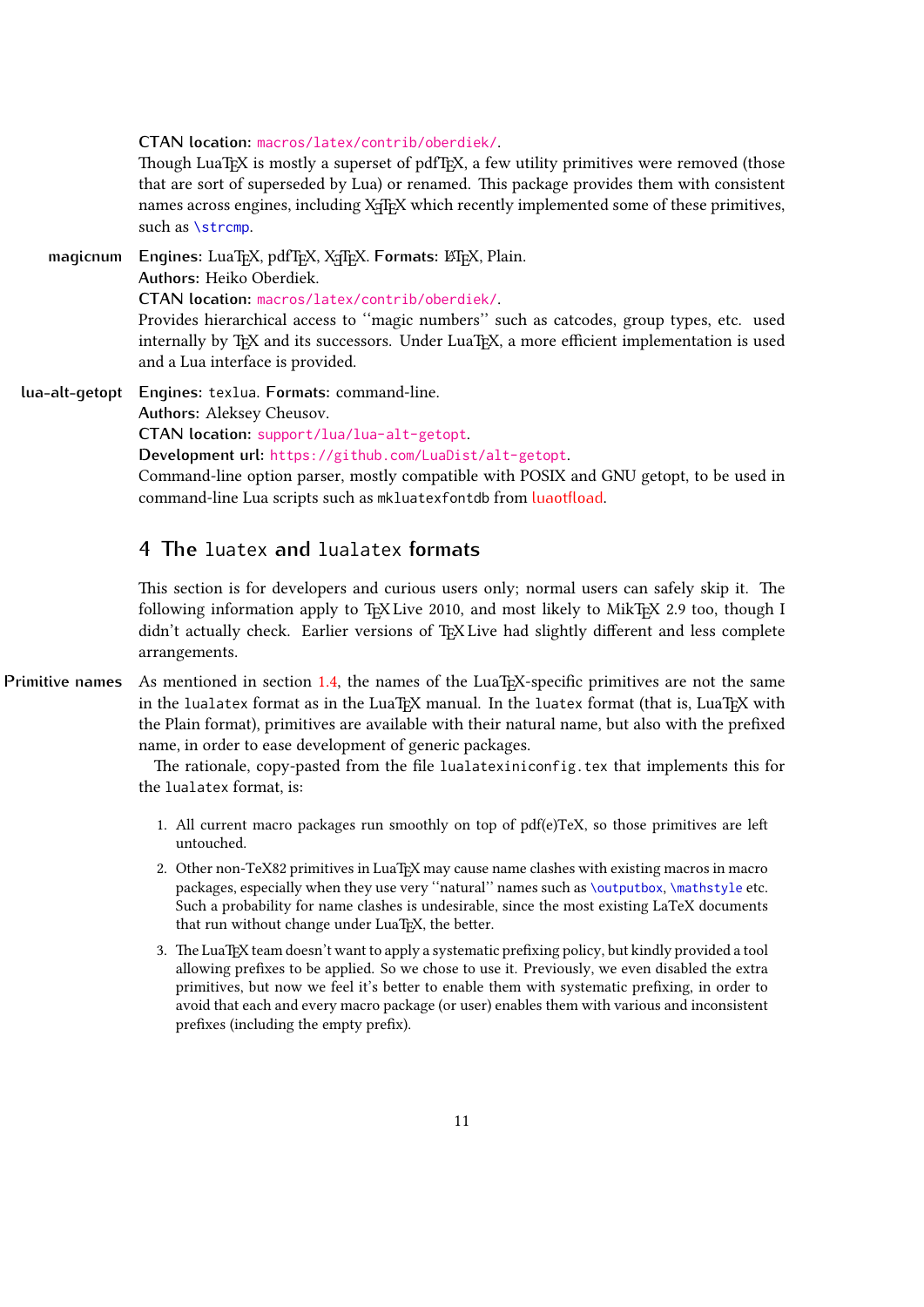**CTAN location:** macros/latex/contrib/oberdiek/.

Though LuaTeX is mostly a superset of pdfTeX, a few utility primitives were removed (those that are sort of superseded by Lua) or renamed. This package provides them with consistent names across engines, including XeTeX which recently implemented some of these primitives, such as \strcmp.

**magicnum** **Engines:** LuaTeX, pdfTeX, XeTeX. **Formats:** LaTeX, Plain.
**Authors:** Heiko Oberdiek.
**CTAN location:** macros/latex/contrib/oberdiek/.
Provides hierarchical access to "magic numbers" such as catcodes, group types, etc. used internally by TeX and its successors. Under LuaTeX, a more efficient implementation is used and a Lua interface is provided.

**lua-alt-getopt** **Engines:** texlua. **Formats:** command-line.
**Authors:** Aleksey Cheusov.
**CTAN location:** support/lua/lua-alt-getopt.
**Development url:** https://github.com/LuaDist/alt-getopt.
Command-line option parser, mostly compatible with POSIX and GNU getopt, to be used in command-line Lua scripts such as mkluatexfontdb from luaotfload.

## 4 The luatex and lualatex formats

This section is for developers and curious users only; normal users can safely skip it. The following information apply to TeX Live 2010, and most likely to MikTeX 2.9 too, though I didn't actually check. Earlier versions of TeX Live had slightly different and less complete arrangements.

**Primitive names** As mentioned in section 1.4, the names of the LuaTeX-specific primitives are not the same in the lualatex format as in the LuaTeX manual. In the luatex format (that is, LuaTeX with the Plain format), primitives are available with their natural name, but also with the prefixed name, in order to ease development of generic packages.

The rationale, copy-pasted from the file lualatexiniconfig.tex that implements this for the lualatex format, is:

1. All current macro packages run smoothly on top of pdf(e)TeX, so those primitives are left untouched.
2. Other non-TeX82 primitives in LuaTeX may cause name clashes with existing macros in macro packages, especially when they use very "natural" names such as \outputbox, \mathstyle etc. Such a probability for name clashes is undesirable, since the most existing LaTeX documents that run without change under LuaTeX, the better.
3. The LuaTeX team doesn't want to apply a systematic prefixing policy, but kindly provided a tool allowing prefixes to be applied. So we chose to use it. Previously, we even disabled the extra primitives, but now we feel it's better to enable them with systematic prefixing, in order to avoid that each and every macro package (or user) enables them with various and inconsistent prefixes (including the empty prefix).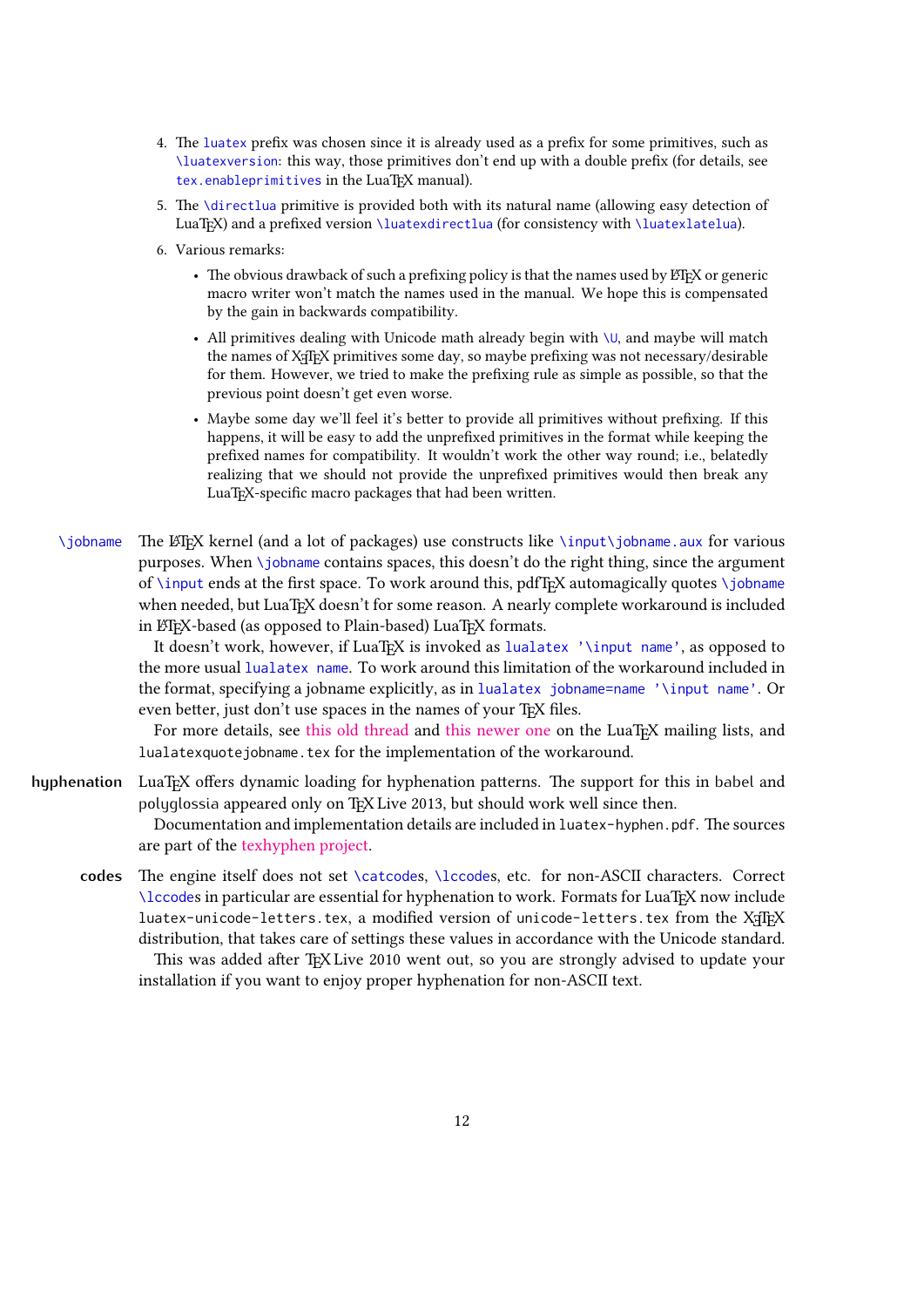4. The `luatex` prefix was chosen since it is already used as a prefix for some primitives, such as `\luatexversion`: this way, those primitives don't end up with a double prefix (for details, see `tex.enableprimitives` in the LuaTeX manual).
5. The `\directlua` primitive is provided both with its natural name (allowing easy detection of LuaTeX) and a prefixed version `\luatexdirectlua` (for consistency with `\luatexlatelua`).
6. Various remarks:
   - The obvious drawback of such a prefixing policy is that the names used by LaTeX or generic macro writer won't match the names used in the manual. We hope this is compensated by the gain in backwards compatibility.
   - All primitives dealing with Unicode math already begin with `\U`, and maybe will match the names of XeTeX primitives some day, so maybe prefixing was not necessary/desirable for them. However, we tried to make the prefixing rule as simple as possible, so that the previous point doesn't get even worse.
   - Maybe some day we'll feel it's better to provide all primitives without prefixing. If this happens, it will be easy to add the unprefixed primitives in the format while keeping the prefixed names for compatibility. It wouldn't work the other way round; i.e., belatedly realizing that we should not provide the unprefixed primitives would then break any LuaTeX-specific macro packages that had been written.

**`\jobname`** The LaTeX kernel (and a lot of packages) use constructs like `\input\jobname.aux` for various purposes. When `\jobname` contains spaces, this doesn't do the right thing, since the argument of `\input` ends at the first space. To work around this, pdfTeX automagically quotes `\jobname` when needed, but LuaTeX doesn't for some reason. A nearly complete workaround is included in LaTeX-based (as opposed to Plain-based) LuaTeX formats.

It doesn't work, however, if LuaTeX is invoked as `lualatex '\input name'`, as opposed to the more usual `lualatex name`. To work around this limitation of the workaround included in the format, specifying a jobname explicitly, as in `lualatex jobname=name '\input name'`. Or even better, just don't use spaces in the names of your TeX files.

For more details, see this old thread and this newer one on the LuaTeX mailing lists, and `lualatexquotejobname.tex` for the implementation of the workaround.

**hyphenation** LuaTeX offers dynamic loading for hyphenation patterns. The support for this in babel and polyglossia appeared only on TeX Live 2013, but should work well since then.

Documentation and implementation details are included in `luatex-hyphen.pdf`. The sources are part of the texhyphen project.

**codes** The engine itself does not set `\catcode`s, `\lccode`s, etc. for non-ASCII characters. Correct `\lccode`s in particular are essential for hyphenation to work. Formats for LuaTeX now include `luatex-unicode-letters.tex`, a modified version of `unicode-letters.tex` from the XeTeX distribution, that takes care of settings these values in accordance with the Unicode standard.

This was added after TeX Live 2010 went out, so you are strongly advised to update your installation if you want to enjoy proper hyphenation for non-ASCII text.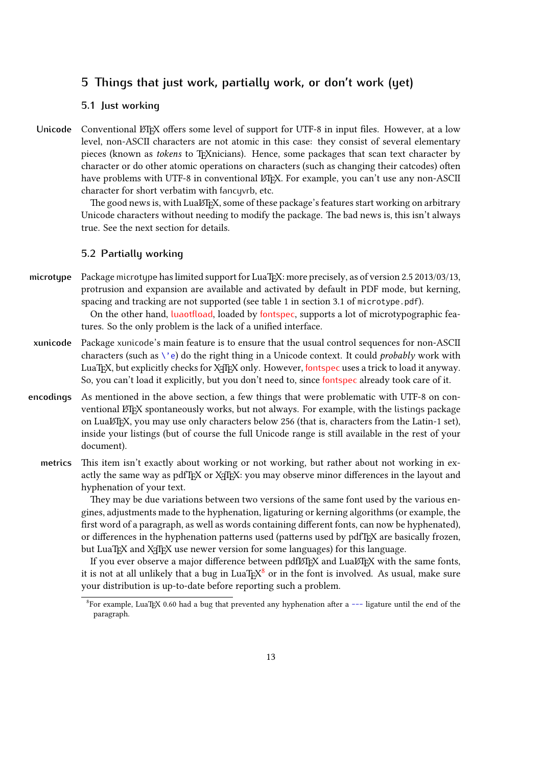## 5 Things that just work, partially work, or don't work (yet)

### 5.1 Just working

**Unicode** Conventional LaTeX offers some level of support for UTF-8 in input files. However, at a low level, non-ASCII characters are not atomic in this case: they consist of several elementary pieces (known as *tokens* to TeXnicians). Hence, some packages that scan text character by character or do other atomic operations on characters (such as changing their catcodes) often have problems with UTF-8 in conventional LaTeX. For example, you can't use any non-ASCII character for short verbatim with fancyvrb, etc.

The good news is, with LuaLaTeX, some of these package's features start working on arbitrary Unicode characters without needing to modify the package. The bad news is, this isn't always true. See the next section for details.

### 5.2 Partially working

**microtype** Package microtype has limited support for LuaTeX: more precisely, as of version 2.5 2013/03/13, protrusion and expansion are available and activated by default in PDF mode, but kerning, spacing and tracking are not supported (see table 1 in section 3.1 of `microtype.pdf`).

On the other hand, luaotfload, loaded by fontspec, supports a lot of microtypographic features. So the only problem is the lack of a unified interface.

**xunicode** Package xunicode's main feature is to ensure that the usual control sequences for non-ASCII characters (such as `\'e`) do the right thing in a Unicode context. It could *probably* work with LuaTeX, but explicitly checks for XeTeX only. However, fontspec uses a trick to load it anyway. So, you can't load it explicitly, but you don't need to, since fontspec already took care of it.

**encodings** As mentioned in the above section, a few things that were problematic with UTF-8 on conventional LaTeX spontaneously works, but not always. For example, with the listings package on LuaLaTeX, you may use only characters below 256 (that is, characters from the Latin-1 set), inside your listings (but of course the full Unicode range is still available in the rest of your document).

**metrics** This item isn't exactly about working or not working, but rather about not working in exactly the same way as pdfTeX or XeTeX: you may observe minor differences in the layout and hyphenation of your text.

They may be due variations between two versions of the same font used by the various engines, adjustments made to the hyphenation, ligaturing or kerning algorithms (or example, the first word of a paragraph, as well as words containing different fonts, can now be hyphenated), or differences in the hyphenation patterns used (patterns used by pdfTeX are basically frozen, but LuaTeX and XeTeX use newer version for some languages) for this language.

If you ever observe a major difference between pdfLaTeX and LuaLaTeX with the same fonts, it is not at all unlikely that a bug in LuaTeX[8] or in the font is involved. As usual, make sure your distribution is up-to-date before reporting such a problem.

---

[8] For example, LuaTeX 0.60 had a bug that prevented any hyphenation after a `---` ligature until the end of the paragraph.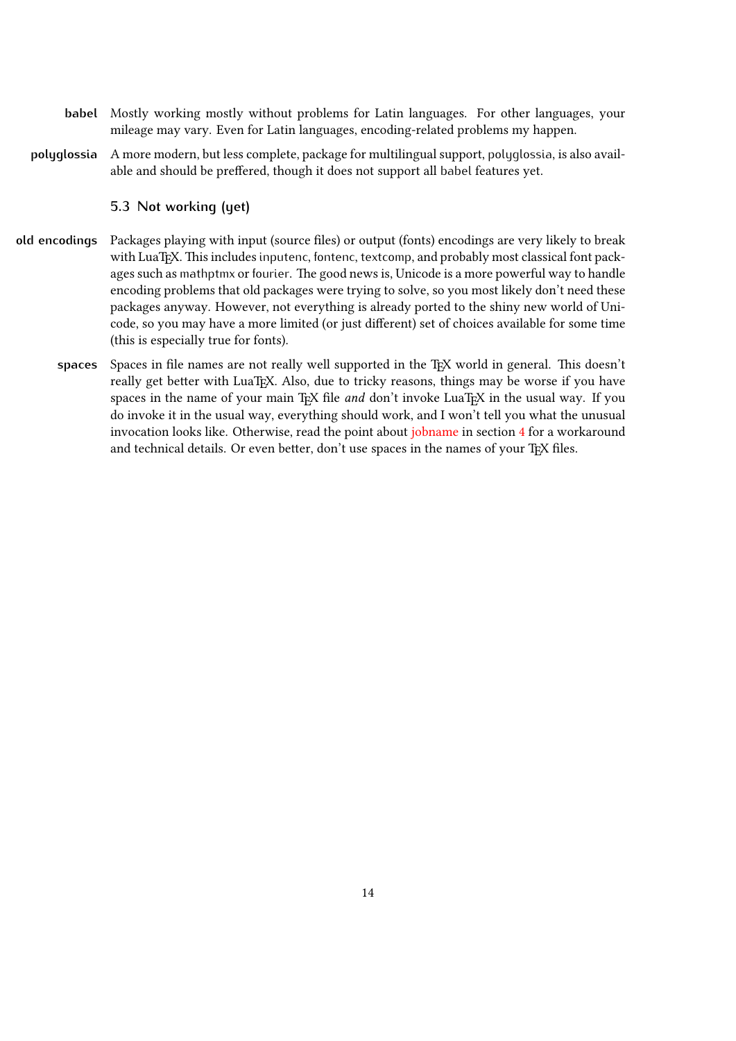**babel** Mostly working mostly without problems for Latin languages. For other languages, your mileage may vary. Even for Latin languages, encoding-related problems my happen.

**polyglossia** A more modern, but less complete, package for multilingual support, polyglossia, is also available and should be preffered, though it does not support all babel features yet.

### 5.3 Not working (yet)

**old encodings** Packages playing with input (source files) or output (fonts) encodings are very likely to break with LuaTEX. This includes inputenc, fontenc, textcomp, and probably most classical font packages such as mathptmx or fourier. The good news is, Unicode is a more powerful way to handle encoding problems that old packages were trying to solve, so you most likely don't need these packages anyway. However, not everything is already ported to the shiny new world of Unicode, so you may have a more limited (or just different) set of choices available for some time (this is especially true for fonts).

**spaces** Spaces in file names are not really well supported in the TEX world in general. This doesn't really get better with LuaTEX. Also, due to tricky reasons, things may be worse if you have spaces in the name of your main TEX file *and* don't invoke LuaTEX in the usual way. If you do invoke it in the usual way, everything should work, and I won't tell you what the unusual invocation looks like. Otherwise, read the point about jobname in section 4 for a workaround and technical details. Or even better, don't use spaces in the names of your TEX files.